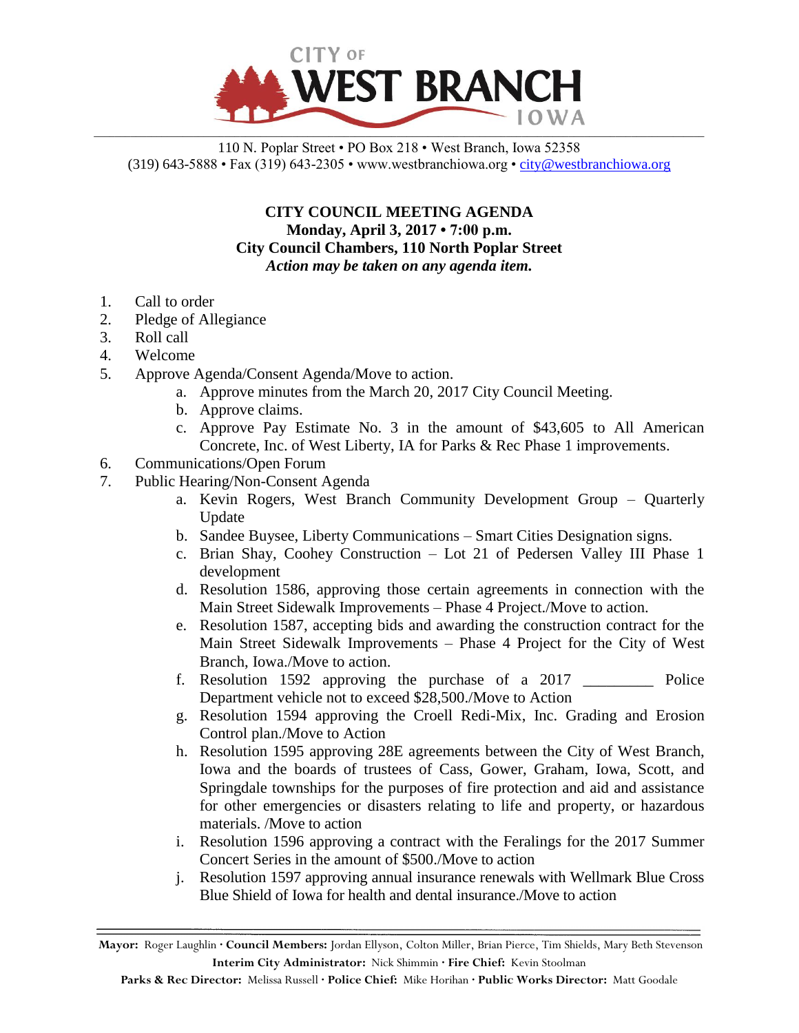# CITY OF WEST BRANCH IOWA

110 N. Poplar Street • PO Box 218 • West Branch, Iowa 52358
(319) 643-5888 • Fax (319) 643-2305 • www.westbranchiowa.org • city@westbranchiowa.org

**CITY COUNCIL MEETING AGENDA**
**Monday, April 3, 2017 • 7:00 p.m.**
**City Council Chambers, 110 North Poplar Street**
***Action may be taken on any agenda item.***

1. Call to order
2. Pledge of Allegiance
3. Roll call
4. Welcome
5. Approve Agenda/Consent Agenda/Move to action.
    a. Approve minutes from the March 20, 2017 City Council Meeting.
    b. Approve claims.
    c. Approve Pay Estimate No. 3 in the amount of $43,605 to All American Concrete, Inc. of West Liberty, IA for Parks & Rec Phase 1 improvements.
6. Communications/Open Forum
7. Public Hearing/Non-Consent Agenda
    a. Kevin Rogers, West Branch Community Development Group – Quarterly Update
    b. Sandee Buysee, Liberty Communications – Smart Cities Designation signs.
    c. Brian Shay, Coohey Construction – Lot 21 of Pedersen Valley III Phase 1 development
    d. Resolution 1586, approving those certain agreements in connection with the Main Street Sidewalk Improvements – Phase 4 Project./Move to action.
    e. Resolution 1587, accepting bids and awarding the construction contract for the Main Street Sidewalk Improvements – Phase 4 Project for the City of West Branch, Iowa./Move to action.
    f. Resolution 1592 approving the purchase of a 2017 _________ Police Department vehicle not to exceed $28,500./Move to Action
    g. Resolution 1594 approving the Croell Redi-Mix, Inc. Grading and Erosion Control plan./Move to Action
    h. Resolution 1595 approving 28E agreements between the City of West Branch, Iowa and the boards of trustees of Cass, Gower, Graham, Iowa, Scott, and Springdale townships for the purposes of fire protection and aid and assistance for other emergencies or disasters relating to life and property, or hazardous materials. /Move to action
    i. Resolution 1596 approving a contract with the Feralings for the 2017 Summer Concert Series in the amount of $500./Move to action
    j. Resolution 1597 approving annual insurance renewals with Wellmark Blue Cross Blue Shield of Iowa for health and dental insurance./Move to action

**Mayor:** Roger Laughlin · **Council Members:** Jordan Ellyson, Colton Miller, Brian Pierce, Tim Shields, Mary Beth Stevenson
**Interim City Administrator:** Nick Shimmin · **Fire Chief:** Kevin Stoolman
**Parks & Rec Director:** Melissa Russell · **Police Chief:** Mike Horihan · **Public Works Director:** Matt Goodale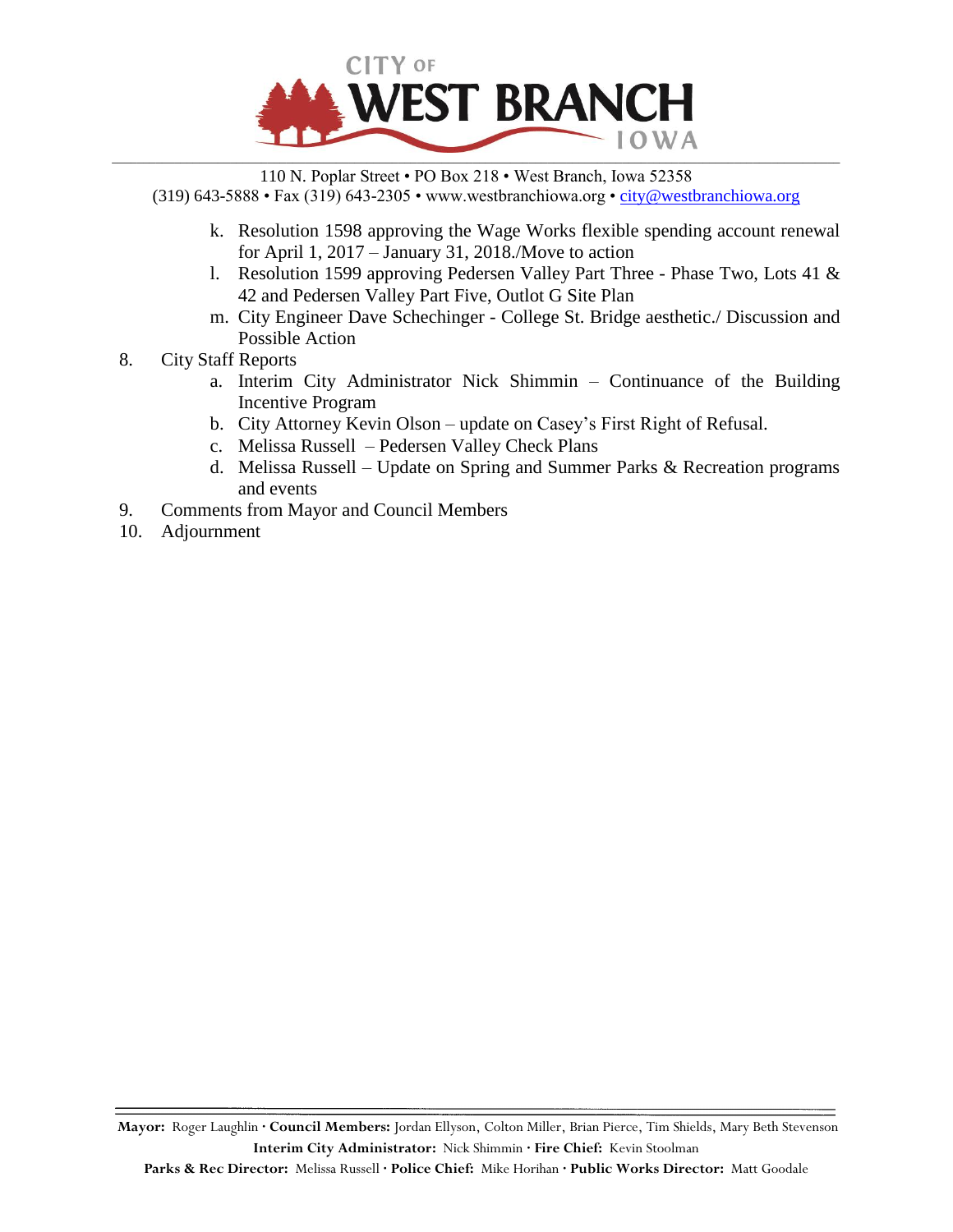110 N. Poplar Street • PO Box 218 • West Branch, Iowa 52358
(319) 643-5888 • Fax (319) 643-2305 • www.westbranchiowa.org • city@westbranchiowa.org

- k. Resolution 1598 approving the Wage Works flexible spending account renewal for April 1, 2017 – January 31, 2018./Move to action
- l. Resolution 1599 approving Pedersen Valley Part Three - Phase Two, Lots 41 & 42 and Pedersen Valley Part Five, Outlot G Site Plan
- m. City Engineer Dave Schechinger - College St. Bridge aesthetic./ Discussion and Possible Action

8. City Staff Reports
   - a. Interim City Administrator Nick Shimmin – Continuance of the Building Incentive Program
   - b. City Attorney Kevin Olson – update on Casey's First Right of Refusal.
   - c. Melissa Russell – Pedersen Valley Check Plans
   - d. Melissa Russell – Update on Spring and Summer Parks & Recreation programs and events
9. Comments from Mayor and Council Members
10. Adjournment

**Mayor:** Roger Laughlin · **Council Members:** Jordan Ellyson, Colton Miller, Brian Pierce, Tim Shields, Mary Beth Stevenson
**Interim City Administrator:** Nick Shimmin · **Fire Chief:** Kevin Stoolman
**Parks & Rec Director:** Melissa Russell · **Police Chief:** Mike Horihan · **Public Works Director:** Matt Goodale